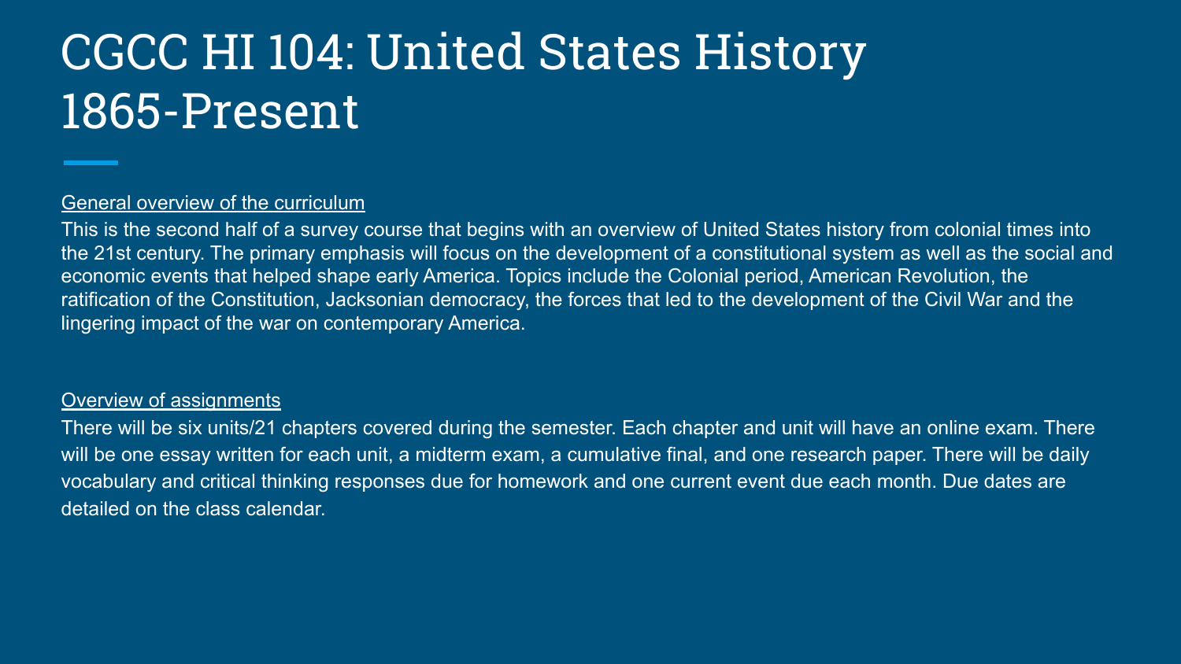# CGCC HI 104: United States History 1865-Present

<u>General overview of the curriculum</u>

This is the second half of a survey course that begins with an overview of United States history from colonial times into the 21st century. The primary emphasis will focus on the development of a constitutional system as well as the social and economic events that helped shape early America. Topics include the Colonial period, American Revolution, the ratification of the Constitution, Jacksonian democracy, the forces that led to the development of the Civil War and the lingering impact of the war on contemporary America.

<u>Overview of assignments</u>

There will be six units/21 chapters covered during the semester. Each chapter and unit will have an online exam. There will be one essay written for each unit, a midterm exam, a cumulative final, and one research paper. There will be daily vocabulary and critical thinking responses due for homework and one current event due each month. Due dates are detailed on the class calendar.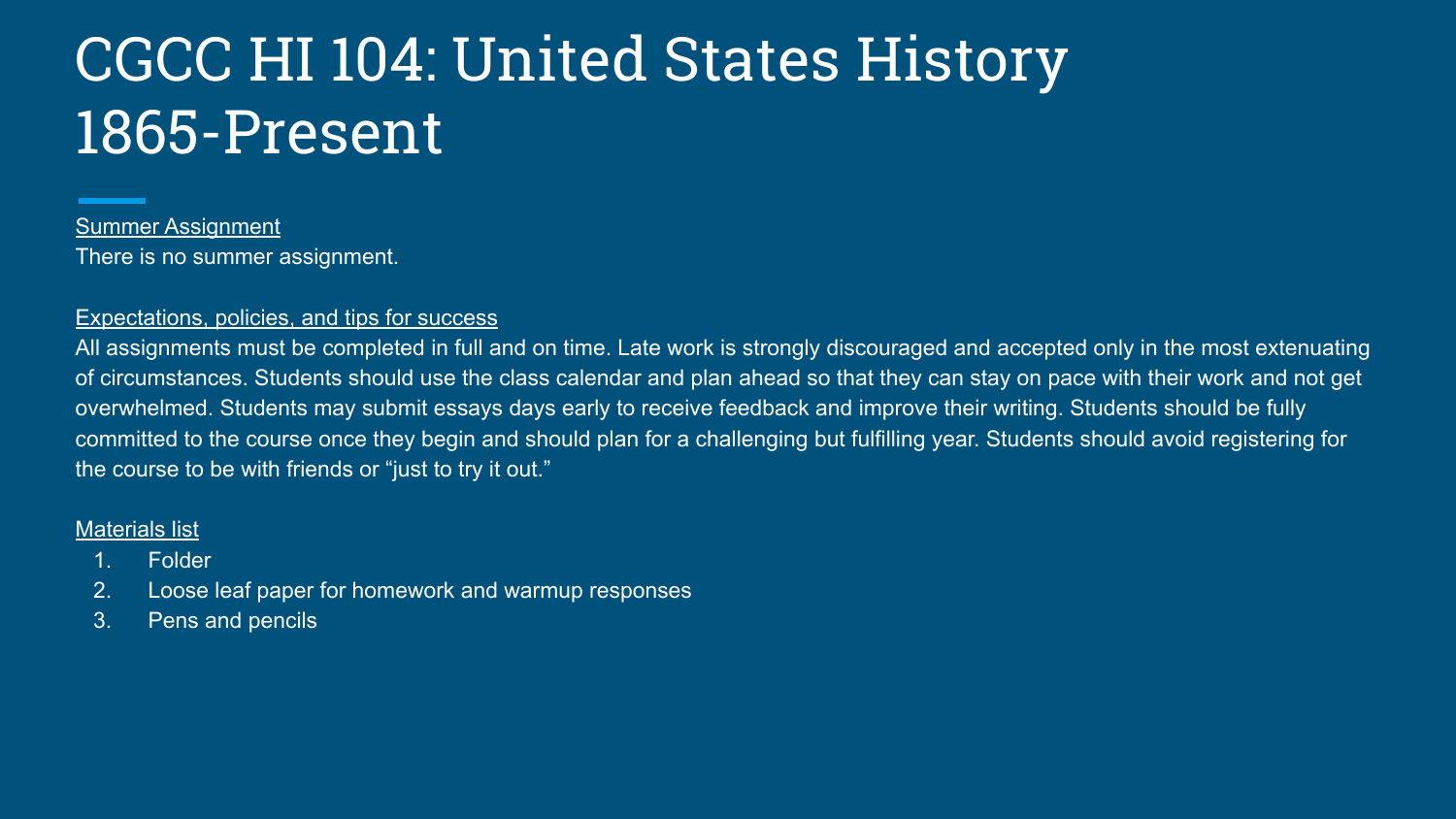# CGCC HI 104: United States History 1865-Present

Summer Assignment

There is no summer assignment.

Expectations, policies, and tips for success

All assignments must be completed in full and on time. Late work is strongly discouraged and accepted only in the most extenuating of circumstances. Students should use the class calendar and plan ahead so that they can stay on pace with their work and not get overwhelmed. Students may submit essays days early to receive feedback and improve their writing. Students should be fully committed to the course once they begin and should plan for a challenging but fulfilling year. Students should avoid registering for the course to be with friends or "just to try it out."

Materials list

1. Folder
2. Loose leaf paper for homework and warmup responses
3. Pens and pencils